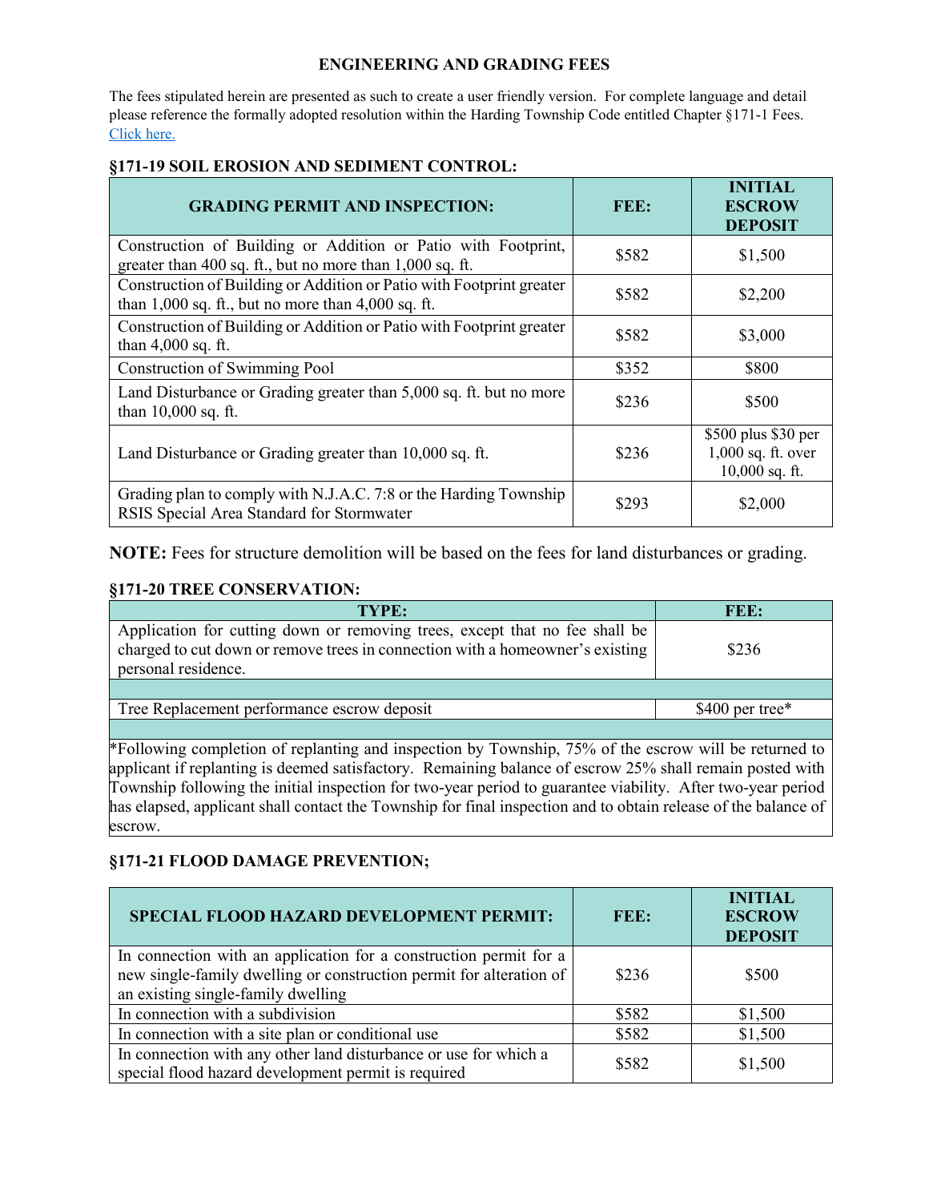# ENGINEERING AND GRADING FEES

The fees stipulated herein are presented as such to create a user friendly version. For complete language and detail please reference the formally adopted resolution within the Harding Township Code entitled Chapter §171-1 Fees. [Click here.]

## §171-19 SOIL EROSION AND SEDIMENT CONTROL:

| GRADING PERMIT AND INSPECTION: | FEE: | INITIAL ESCROW DEPOSIT |
|---|---|---|
| Construction of Building or Addition or Patio with Footprint, greater than 400 sq. ft., but no more than 1,000 sq. ft. | $582 | $1,500 |
| Construction of Building or Addition or Patio with Footprint greater than 1,000 sq. ft., but no more than 4,000 sq. ft. | $582 | $2,200 |
| Construction of Building or Addition or Patio with Footprint greater than 4,000 sq. ft. | $582 | $3,000 |
| Construction of Swimming Pool | $352 | $800 |
| Land Disturbance or Grading greater than 5,000 sq. ft. but no more than 10,000 sq. ft. | $236 | $500 |
| Land Disturbance or Grading greater than 10,000 sq. ft. | $236 | $500 plus $30 per 1,000 sq. ft. over 10,000 sq. ft. |
| Grading plan to comply with N.J.A.C. 7:8 or the Harding Township RSIS Special Area Standard for Stormwater | $293 | $2,000 |

**NOTE:** Fees for structure demolition will be based on the fees for land disturbances or grading.

## §171-20 TREE CONSERVATION:

| TYPE: | FEE: |
|---|---|
| Application for cutting down or removing trees, except that no fee shall be charged to cut down or remove trees in connection with a homeowner's existing personal residence. | $236 |
| | |
| Tree Replacement performance escrow deposit | $400 per tree* |
| | |

*Following completion of replanting and inspection by Township, 75% of the escrow will be returned to applicant if replanting is deemed satisfactory. Remaining balance of escrow 25% shall remain posted with Township following the initial inspection for two-year period to guarantee viability. After two-year period has elapsed, applicant shall contact the Township for final inspection and to obtain release of the balance of escrow.

## §171-21 FLOOD DAMAGE PREVENTION;

| SPECIAL FLOOD HAZARD DEVELOPMENT PERMIT: | FEE: | INITIAL ESCROW DEPOSIT |
|---|---|---|
| In connection with an application for a construction permit for a new single-family dwelling or construction permit for alteration of an existing single-family dwelling | $236 | $500 |
| In connection with a subdivision | $582 | $1,500 |
| In connection with a site plan or conditional use | $582 | $1,500 |
| In connection with any other land disturbance or use for which a special flood hazard development permit is required | $582 | $1,500 |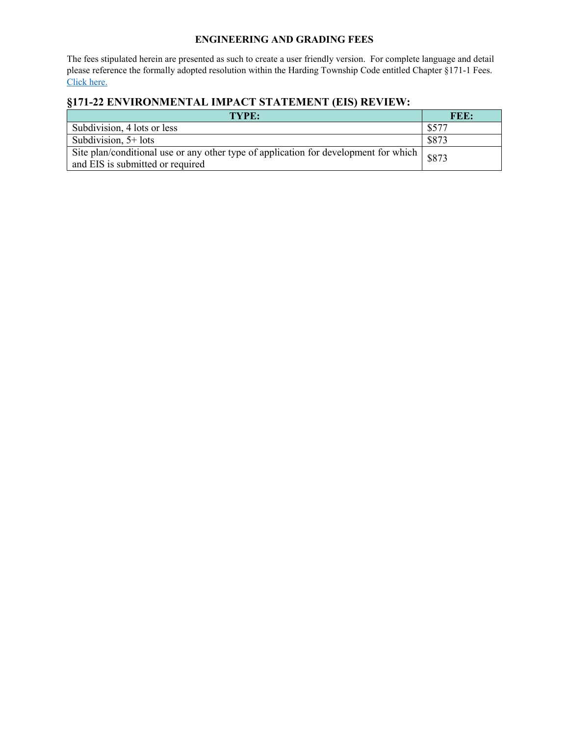**ENGINEERING AND GRADING FEES**

The fees stipulated herein are presented as such to create a user friendly version. For complete language and detail please reference the formally adopted resolution within the Harding Township Code entitled Chapter §171-1 Fees. [Click here.]

## §171-22 ENVIRONMENTAL IMPACT STATEMENT (EIS) REVIEW:

| TYPE: | FEE: |
|---|---|
| Subdivision, 4 lots or less | $577 |
| Subdivision, 5+ lots | $873 |
| Site plan/conditional use or any other type of application for development for which and EIS is submitted or required | $873 |